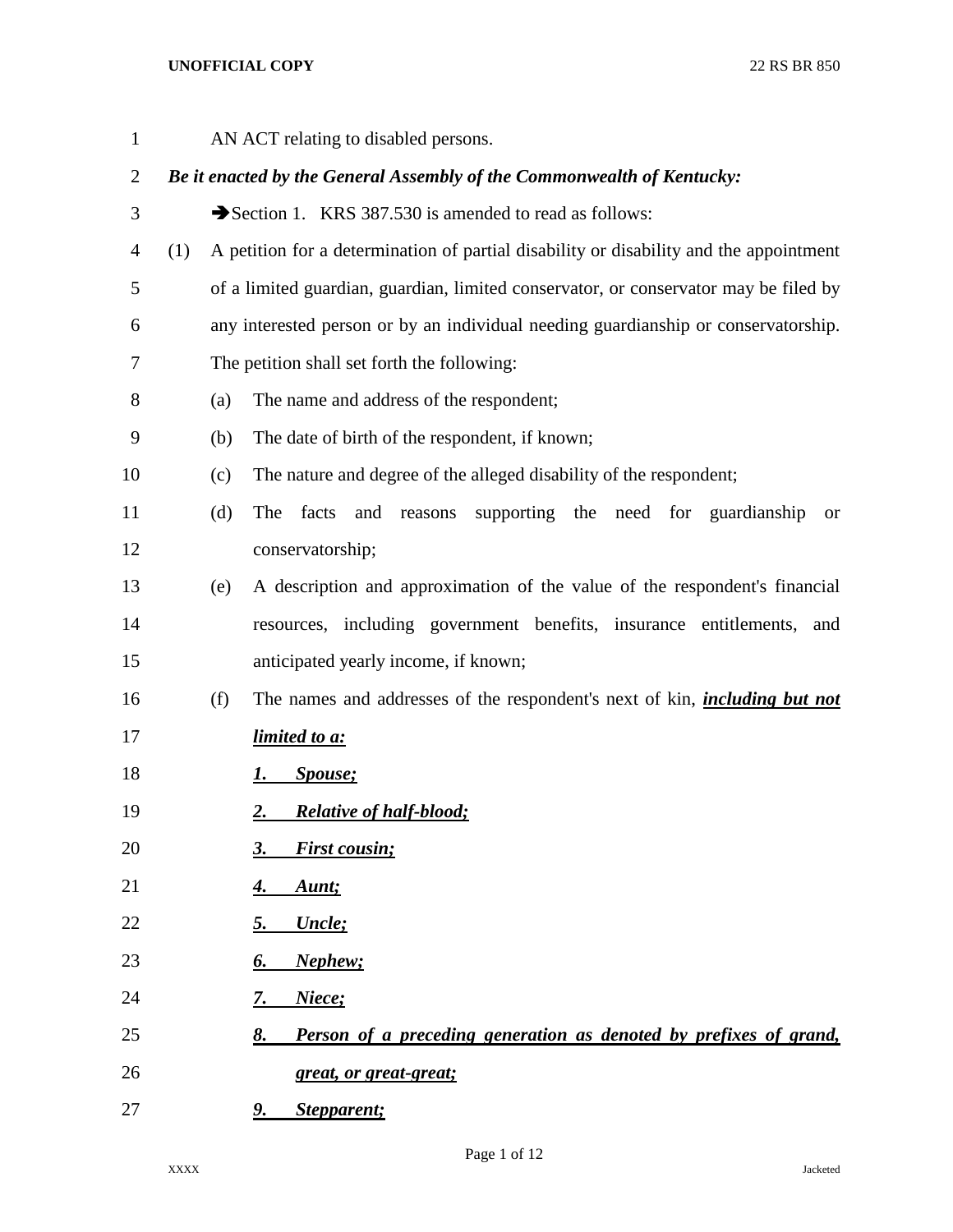AN ACT relating to disabled persons.

***Be it enacted by the General Assembly of the Commonwealth of Kentucky:***

➔Section 1. KRS 387.530 is amended to read as follows:

(1) A petition for a determination of partial disability or disability and the appointment of a limited guardian, guardian, limited conservator, or conservator may be filed by any interested person or by an individual needing guardianship or conservatorship. The petition shall set forth the following:

(a) The name and address of the respondent;

(b) The date of birth of the respondent, if known;

(c) The nature and degree of the alleged disability of the respondent;

(d) The facts and reasons supporting the need for guardianship or conservatorship;

(e) A description and approximation of the value of the respondent's financial resources, including government benefits, insurance entitlements, and anticipated yearly income, if known;

(f) The names and addresses of the respondent's next of kin, ***<u>including but not limited to a:</u>***

***<u>1. Spouse;</u>***

***<u>2. Relative of half-blood;</u>***

***<u>3. First cousin;</u>***

***<u>4. Aunt;</u>***

***<u>5. Uncle;</u>***

***<u>6. Nephew;</u>***

***<u>7. Niece;</u>***

***<u>8. Person of a preceding generation as denoted by prefixes of grand, great, or great-great;</u>***

***<u>9. Stepparent;</u>***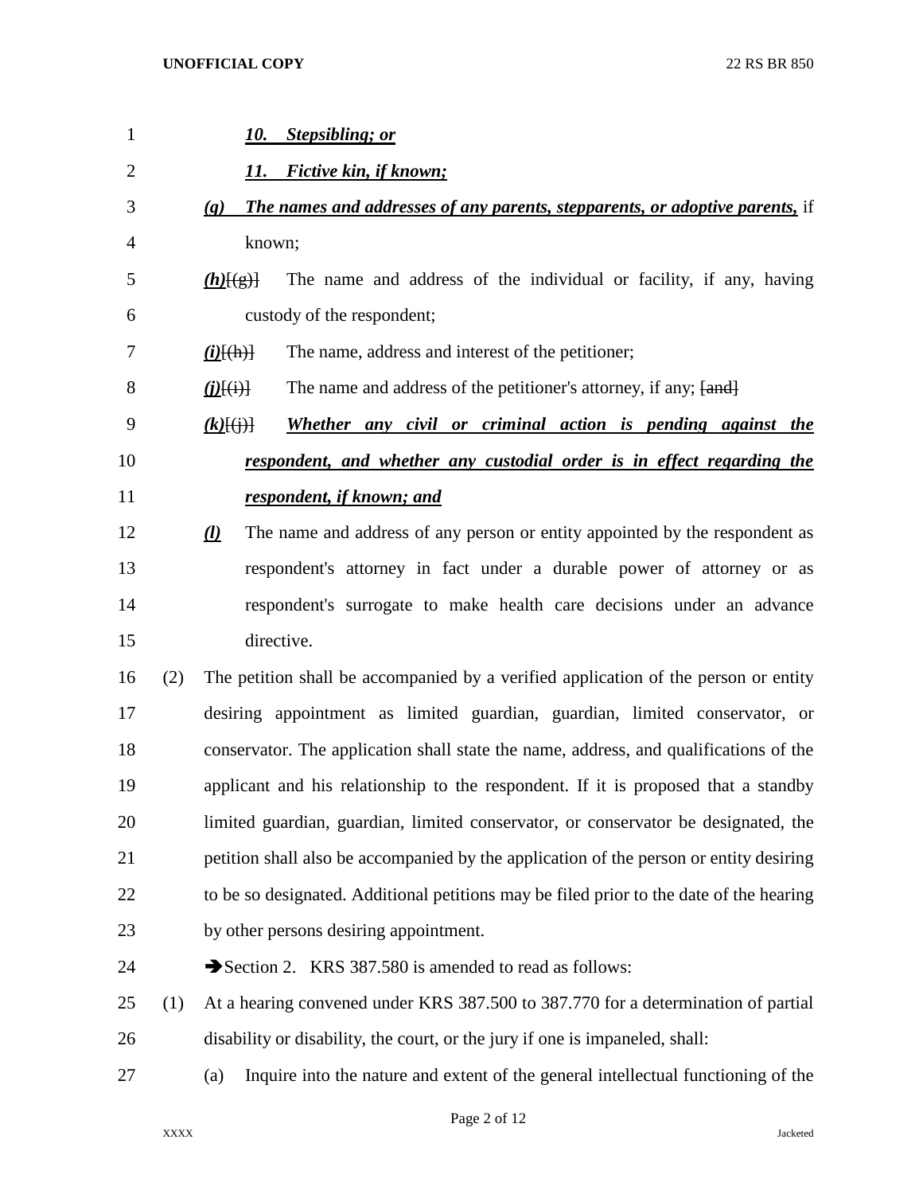*10. Stepsibling; or*

*11. Fictive kin, if known;*

*(g) The names and addresses of any parents, stepparents, or adoptive parents,* if known;

*(h)*~~[(g)]~~ The name and address of the individual or facility, if any, having custody of the respondent;

*(i)*~~[(h)]~~ The name, address and interest of the petitioner;

*(j)*~~[(i)]~~ The name and address of the petitioner's attorney, if any; ~~[and]~~

*(k)*~~[(j)]~~ *Whether any civil or criminal action is pending against the respondent, and whether any custodial order is in effect regarding the respondent, if known; and*

*(l)* The name and address of any person or entity appointed by the respondent as respondent's attorney in fact under a durable power of attorney or as respondent's surrogate to make health care decisions under an advance directive.

(2) The petition shall be accompanied by a verified application of the person or entity desiring appointment as limited guardian, guardian, limited conservator, or conservator. The application shall state the name, address, and qualifications of the applicant and his relationship to the respondent. If it is proposed that a standby limited guardian, guardian, limited conservator, or conservator be designated, the petition shall also be accompanied by the application of the person or entity desiring to be so designated. Additional petitions may be filed prior to the date of the hearing by other persons desiring appointment.

➔Section 2. KRS 387.580 is amended to read as follows:

(1) At a hearing convened under KRS 387.500 to 387.770 for a determination of partial disability or disability, the court, or the jury if one is impaneled, shall:

(a) Inquire into the nature and extent of the general intellectual functioning of the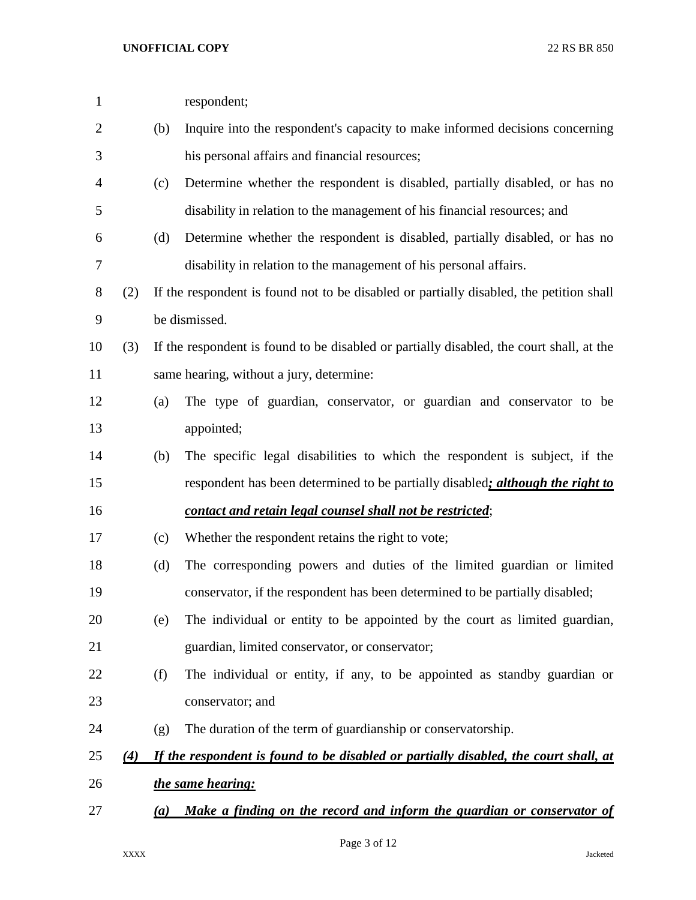respondent;

(b) Inquire into the respondent's capacity to make informed decisions concerning his personal affairs and financial resources;

(c) Determine whether the respondent is disabled, partially disabled, or has no disability in relation to the management of his financial resources; and

(d) Determine whether the respondent is disabled, partially disabled, or has no disability in relation to the management of his personal affairs.

(2) If the respondent is found not to be disabled or partially disabled, the petition shall be dismissed.

(3) If the respondent is found to be disabled or partially disabled, the court shall, at the same hearing, without a jury, determine:

(a) The type of guardian, conservator, or guardian and conservator to be appointed;

(b) The specific legal disabilities to which the respondent is subject, if the respondent has been determined to be partially disabled***; although the right to contact and retain legal counsel shall not be restricted***;

(c) Whether the respondent retains the right to vote;

(d) The corresponding powers and duties of the limited guardian or limited conservator, if the respondent has been determined to be partially disabled;

(e) The individual or entity to be appointed by the court as limited guardian, guardian, limited conservator, or conservator;

(f) The individual or entity, if any, to be appointed as standby guardian or conservator; and

(g) The duration of the term of guardianship or conservatorship.

***(4) If the respondent is found to be disabled or partially disabled, the court shall, at the same hearing:***

***(a) Make a finding on the record and inform the guardian or conservator of***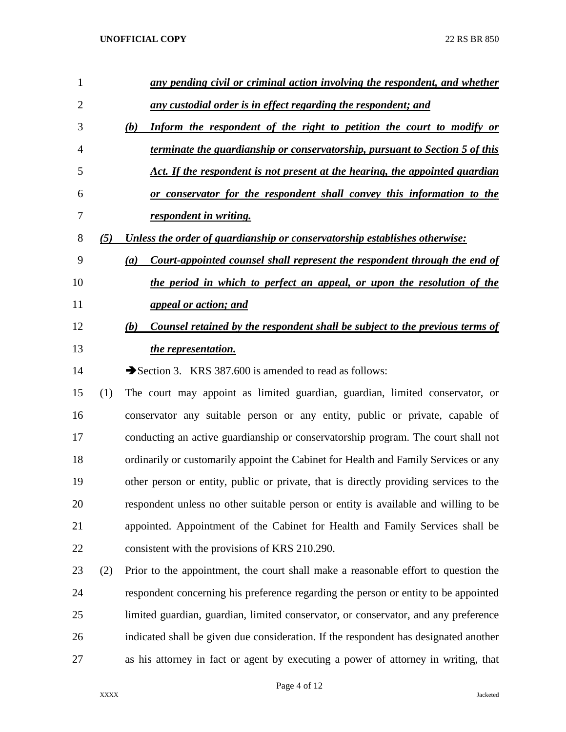*__any pending civil or criminal action involving the respondent, and whether any custodial order is in effect regarding the respondent; and__*

*__(b) Inform the respondent of the right to petition the court to modify or terminate the guardianship or conservatorship, pursuant to Section 5 of this Act. If the respondent is not present at the hearing, the appointed guardian or conservator for the respondent shall convey this information to the respondent in writing.__*

*__(5) Unless the order of guardianship or conservatorship establishes otherwise:__*

*__(a) Court-appointed counsel shall represent the respondent through the end of the period in which to perfect an appeal, or upon the resolution of the appeal or action; and__*

*__(b) Counsel retained by the respondent shall be subject to the previous terms of the representation.__*

➔Section 3. KRS 387.600 is amended to read as follows:

(1) The court may appoint as limited guardian, guardian, limited conservator, or conservator any suitable person or any entity, public or private, capable of conducting an active guardianship or conservatorship program. The court shall not ordinarily or customarily appoint the Cabinet for Health and Family Services or any other person or entity, public or private, that is directly providing services to the respondent unless no other suitable person or entity is available and willing to be appointed. Appointment of the Cabinet for Health and Family Services shall be consistent with the provisions of KRS 210.290.

(2) Prior to the appointment, the court shall make a reasonable effort to question the respondent concerning his preference regarding the person or entity to be appointed limited guardian, guardian, limited conservator, or conservator, and any preference indicated shall be given due consideration. If the respondent has designated another as his attorney in fact or agent by executing a power of attorney in writing, that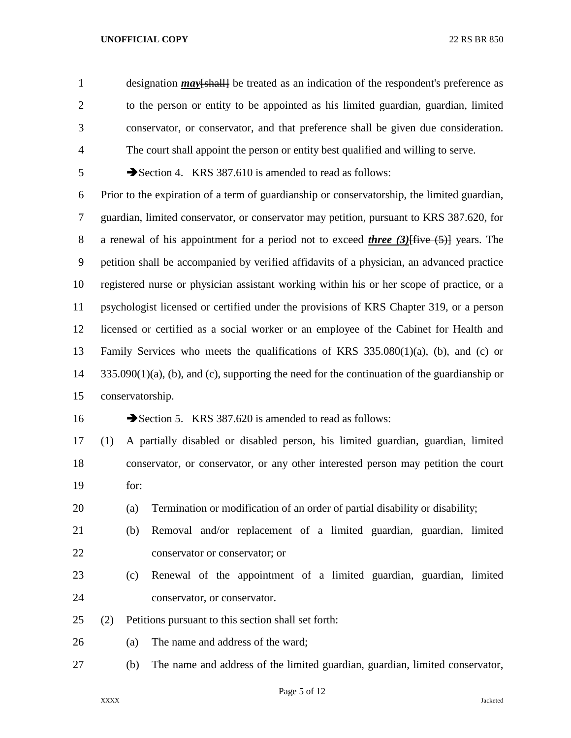designation ***may***[shall] be treated as an indication of the respondent's preference as to the person or entity to be appointed as his limited guardian, guardian, limited conservator, or conservator, and that preference shall be given due consideration. The court shall appoint the person or entity best qualified and willing to serve.

➔Section 4. KRS 387.610 is amended to read as follows:

Prior to the expiration of a term of guardianship or conservatorship, the limited guardian, guardian, limited conservator, or conservator may petition, pursuant to KRS 387.620, for a renewal of his appointment for a period not to exceed ***three (3)***[five (5)] years. The petition shall be accompanied by verified affidavits of a physician, an advanced practice registered nurse or physician assistant working within his or her scope of practice, or a psychologist licensed or certified under the provisions of KRS Chapter 319, or a person licensed or certified as a social worker or an employee of the Cabinet for Health and Family Services who meets the qualifications of KRS 335.080(1)(a), (b), and (c) or 335.090(1)(a), (b), and (c), supporting the need for the continuation of the guardianship or conservatorship.

➔Section 5. KRS 387.620 is amended to read as follows:

(1) A partially disabled or disabled person, his limited guardian, guardian, limited conservator, or conservator, or any other interested person may petition the court for:

  (a) Termination or modification of an order of partial disability or disability;

  (b) Removal and/or replacement of a limited guardian, guardian, limited conservator or conservator; or

  (c) Renewal of the appointment of a limited guardian, guardian, limited conservator, or conservator.

(2) Petitions pursuant to this section shall set forth:

  (a) The name and address of the ward;

  (b) The name and address of the limited guardian, guardian, limited conservator,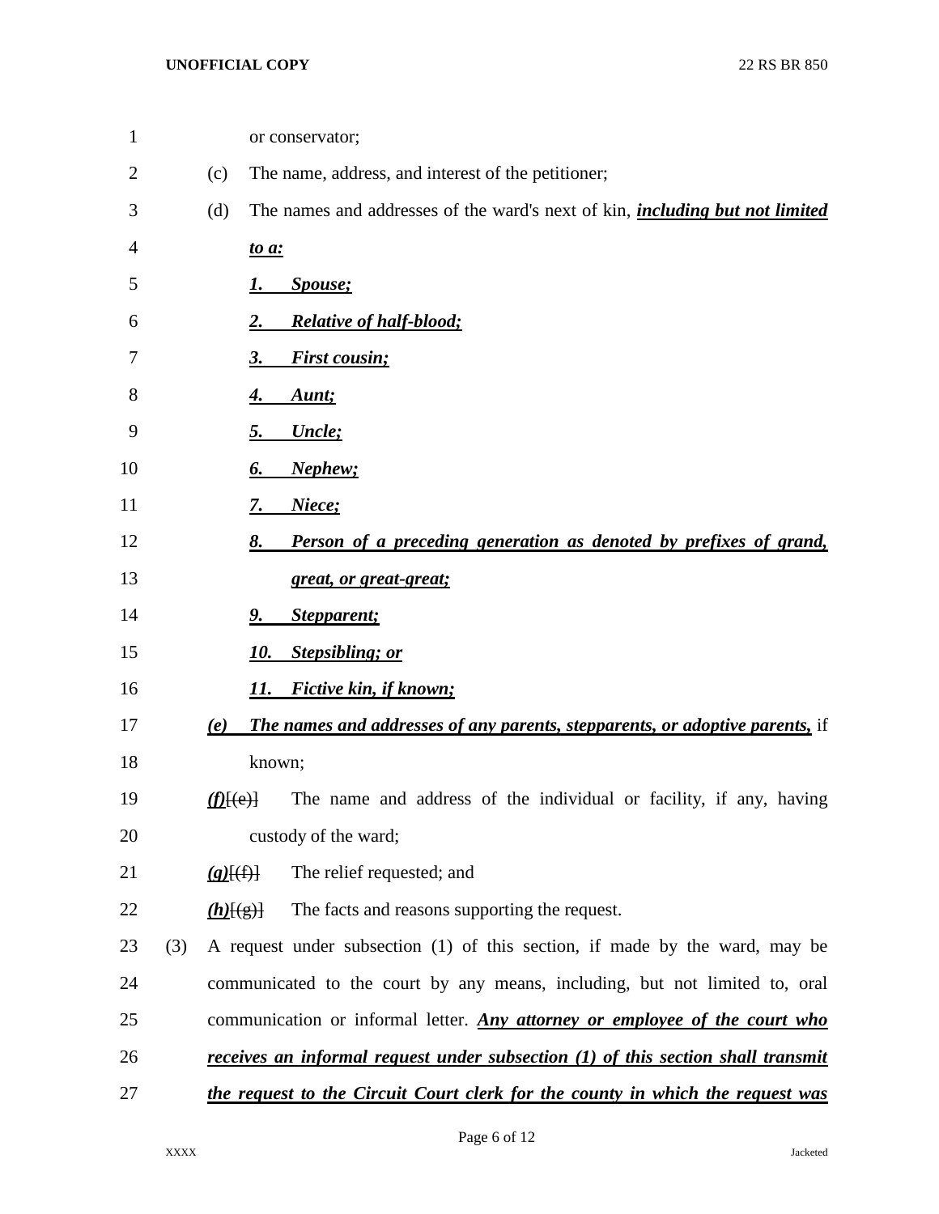or conservator;

(c) The name, address, and interest of the petitioner;

(d) The names and addresses of the ward's next of kin, ***including but not limited to a:***

***1. Spouse;***

***2. Relative of half-blood;***

***3. First cousin;***

***4. Aunt;***

***5. Uncle;***

***6. Nephew;***

***7. Niece;***

***8. Person of a preceding generation as denoted by prefixes of grand, great, or great-great;***

***9. Stepparent;***

***10. Stepsibling; or***

***11. Fictive kin, if known;***

***(e) The names and addresses of any parents, stepparents, or adoptive parents,*** if known;

***(f)***~~[(e)]~~ The name and address of the individual or facility, if any, having custody of the ward;

***(g)***~~[(f)]~~ The relief requested; and

***(h)***~~[(g)]~~ The facts and reasons supporting the request.

(3) A request under subsection (1) of this section, if made by the ward, may be communicated to the court by any means, including, but not limited to, oral communication or informal letter. ***Any attorney or employee of the court who receives an informal request under subsection (1) of this section shall transmit the request to the Circuit Court clerk for the county in which the request was***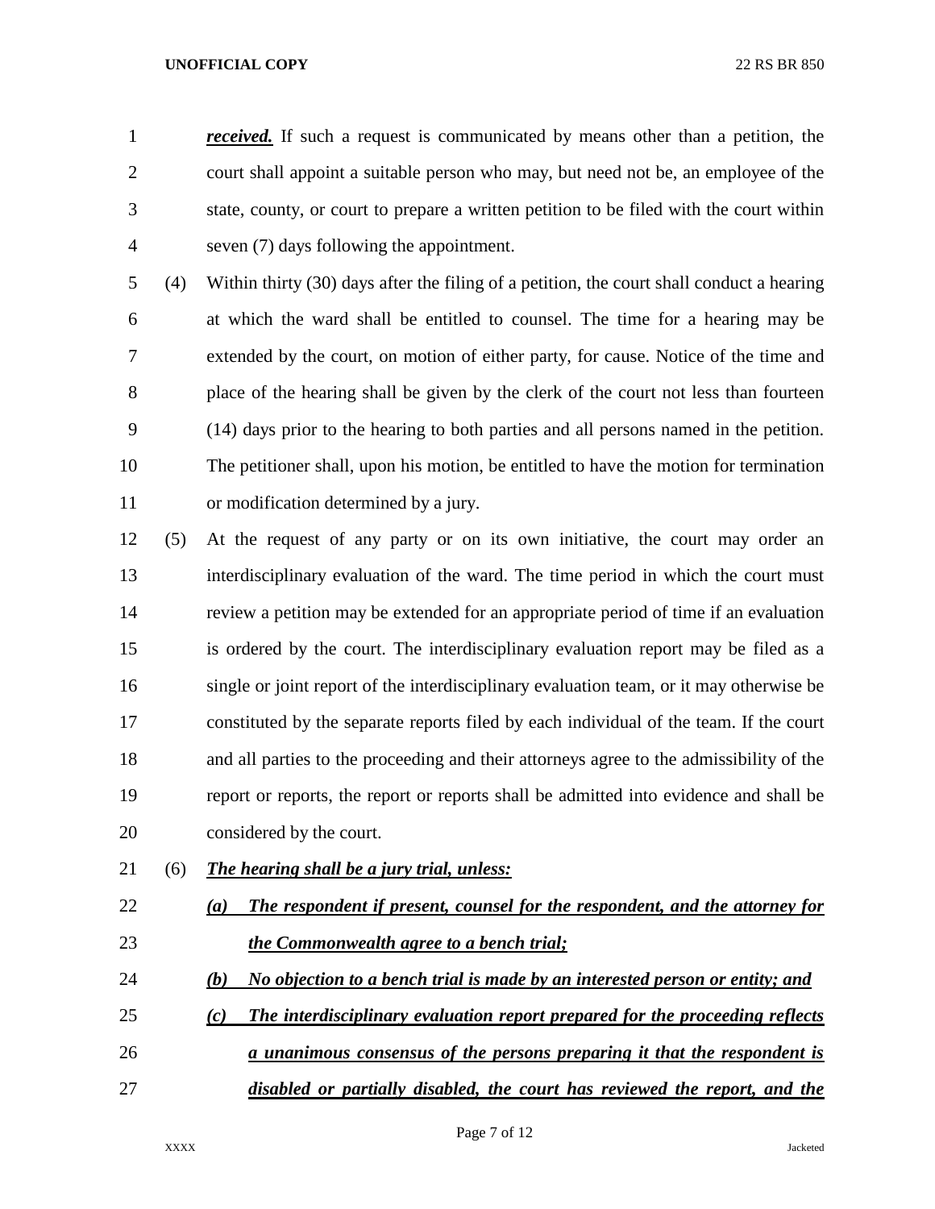***received.*** If such a request is communicated by means other than a petition, the court shall appoint a suitable person who may, but need not be, an employee of the state, county, or court to prepare a written petition to be filed with the court within seven (7) days following the appointment.

(4) Within thirty (30) days after the filing of a petition, the court shall conduct a hearing at which the ward shall be entitled to counsel. The time for a hearing may be extended by the court, on motion of either party, for cause. Notice of the time and place of the hearing shall be given by the clerk of the court not less than fourteen (14) days prior to the hearing to both parties and all persons named in the petition. The petitioner shall, upon his motion, be entitled to have the motion for termination or modification determined by a jury.

(5) At the request of any party or on its own initiative, the court may order an interdisciplinary evaluation of the ward. The time period in which the court must review a petition may be extended for an appropriate period of time if an evaluation is ordered by the court. The interdisciplinary evaluation report may be filed as a single or joint report of the interdisciplinary evaluation team, or it may otherwise be constituted by the separate reports filed by each individual of the team. If the court and all parties to the proceeding and their attorneys agree to the admissibility of the report or reports, the report or reports shall be admitted into evidence and shall be considered by the court.

(6) ***The hearing shall be a jury trial, unless:***

***(a) The respondent if present, counsel for the respondent, and the attorney for the Commonwealth agree to a bench trial;***

***(b) No objection to a bench trial is made by an interested person or entity; and***

***(c) The interdisciplinary evaluation report prepared for the proceeding reflects a unanimous consensus of the persons preparing it that the respondent is disabled or partially disabled, the court has reviewed the report, and the***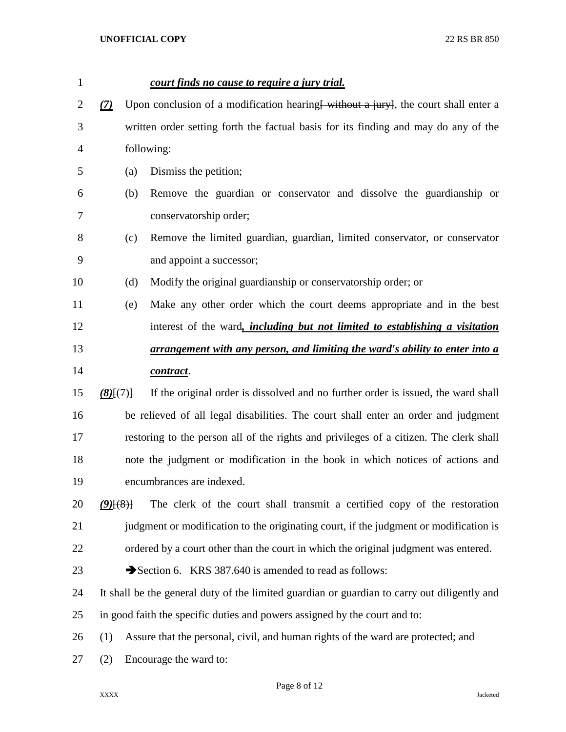***court finds no cause to require a jury trial.***

***(7)*** Upon conclusion of a modification hearing[ without a jury], the court shall enter a written order setting forth the factual basis for its finding and may do any of the following:

(a) Dismiss the petition;

(b) Remove the guardian or conservator and dissolve the guardianship or conservatorship order;

(c) Remove the limited guardian, guardian, limited conservator, or conservator and appoint a successor;

(d) Modify the original guardianship or conservatorship order; or

(e) Make any other order which the court deems appropriate and in the best interest of the ward***, including but not limited to establishing a visitation arrangement with any person, and limiting the ward's ability to enter into a contract***.

***(8)***[(7)] If the original order is dissolved and no further order is issued, the ward shall be relieved of all legal disabilities. The court shall enter an order and judgment restoring to the person all of the rights and privileges of a citizen. The clerk shall note the judgment or modification in the book in which notices of actions and encumbrances are indexed.

***(9)***[(8)] The clerk of the court shall transmit a certified copy of the restoration judgment or modification to the originating court, if the judgment or modification is ordered by a court other than the court in which the original judgment was entered.

➔Section 6. KRS 387.640 is amended to read as follows:

It shall be the general duty of the limited guardian or guardian to carry out diligently and in good faith the specific duties and powers assigned by the court and to:

(1) Assure that the personal, civil, and human rights of the ward are protected; and

(2) Encourage the ward to: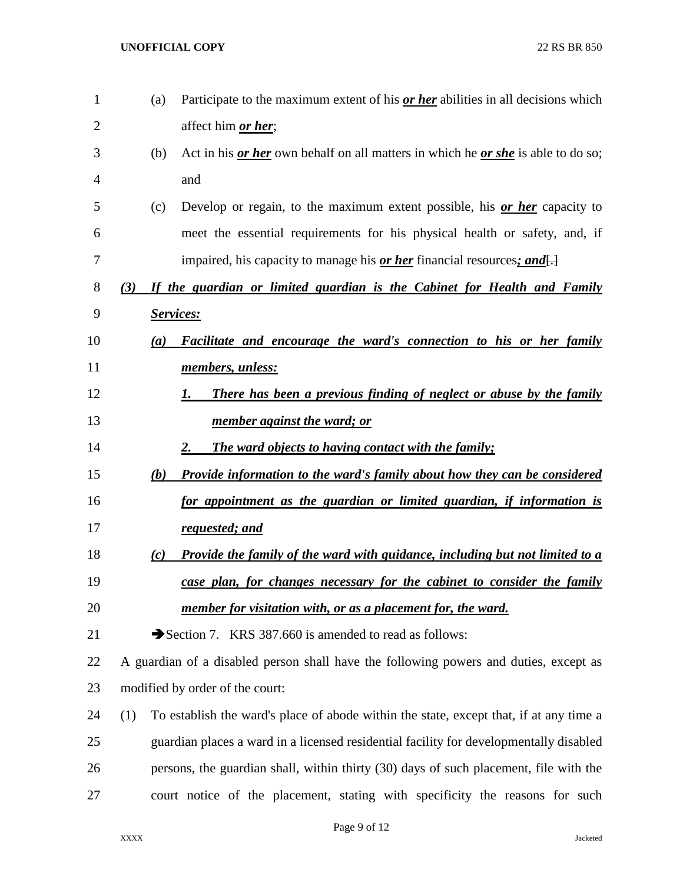(a) Participate to the maximum extent of his ***or her*** abilities in all decisions which affect him ***or her***;

(b) Act in his ***or her*** own behalf on all matters in which he ***or she*** is able to do so; and

(c) Develop or regain, to the maximum extent possible, his ***or her*** capacity to meet the essential requirements for his physical health or safety, and, if impaired, his capacity to manage his ***or her*** financial resources***; and***~~[.]~~

***(3) If the guardian or limited guardian is the Cabinet for Health and Family Services:***

***(a) Facilitate and encourage the ward's connection to his or her family members, unless:***

***1. There has been a previous finding of neglect or abuse by the family member against the ward; or***

***2. The ward objects to having contact with the family;***

***(b) Provide information to the ward's family about how they can be considered for appointment as the guardian or limited guardian, if information is requested; and***

***(c) Provide the family of the ward with guidance, including but not limited to a case plan, for changes necessary for the cabinet to consider the family member for visitation with, or as a placement for, the ward.***

➔Section 7. KRS 387.660 is amended to read as follows:

A guardian of a disabled person shall have the following powers and duties, except as modified by order of the court:

(1) To establish the ward's place of abode within the state, except that, if at any time a guardian places a ward in a licensed residential facility for developmentally disabled persons, the guardian shall, within thirty (30) days of such placement, file with the court notice of the placement, stating with specificity the reasons for such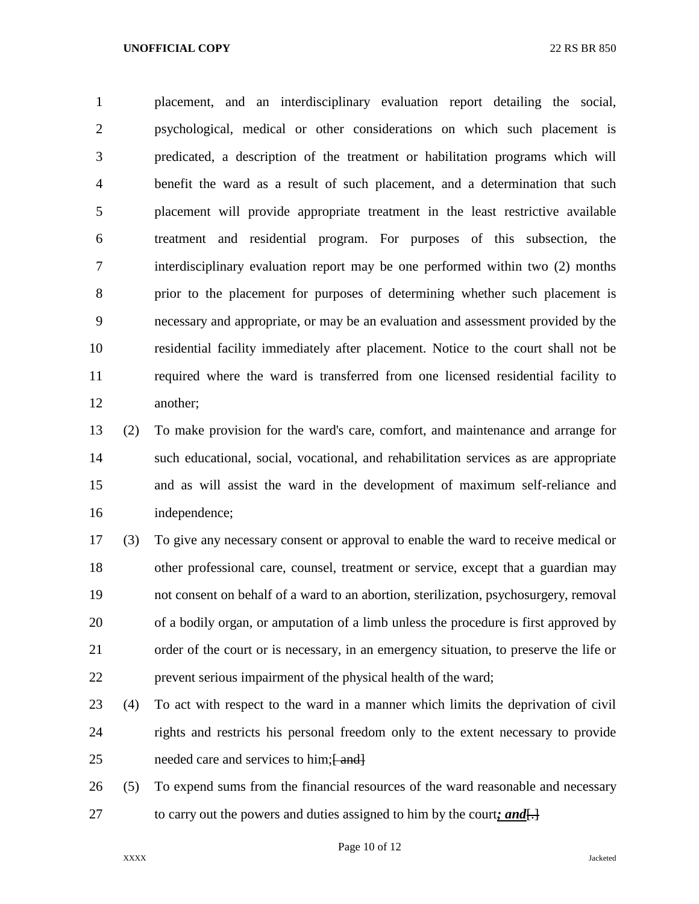placement, and an interdisciplinary evaluation report detailing the social, psychological, medical or other considerations on which such placement is predicated, a description of the treatment or habilitation programs which will benefit the ward as a result of such placement, and a determination that such placement will provide appropriate treatment in the least restrictive available treatment and residential program. For purposes of this subsection, the interdisciplinary evaluation report may be one performed within two (2) months prior to the placement for purposes of determining whether such placement is necessary and appropriate, or may be an evaluation and assessment provided by the residential facility immediately after placement. Notice to the court shall not be required where the ward is transferred from one licensed residential facility to another;

(2) To make provision for the ward's care, comfort, and maintenance and arrange for such educational, social, vocational, and rehabilitation services as are appropriate and as will assist the ward in the development of maximum self-reliance and independence;

(3) To give any necessary consent or approval to enable the ward to receive medical or other professional care, counsel, treatment or service, except that a guardian may not consent on behalf of a ward to an abortion, sterilization, psychosurgery, removal of a bodily organ, or amputation of a limb unless the procedure is first approved by order of the court or is necessary, in an emergency situation, to preserve the life or prevent serious impairment of the physical health of the ward;

(4) To act with respect to the ward in a manner which limits the deprivation of civil rights and restricts his personal freedom only to the extent necessary to provide needed care and services to him;~~[ and]~~

(5) To expend sums from the financial resources of the ward reasonable and necessary to carry out the powers and duties assigned to him by the court***; and***~~[.]~~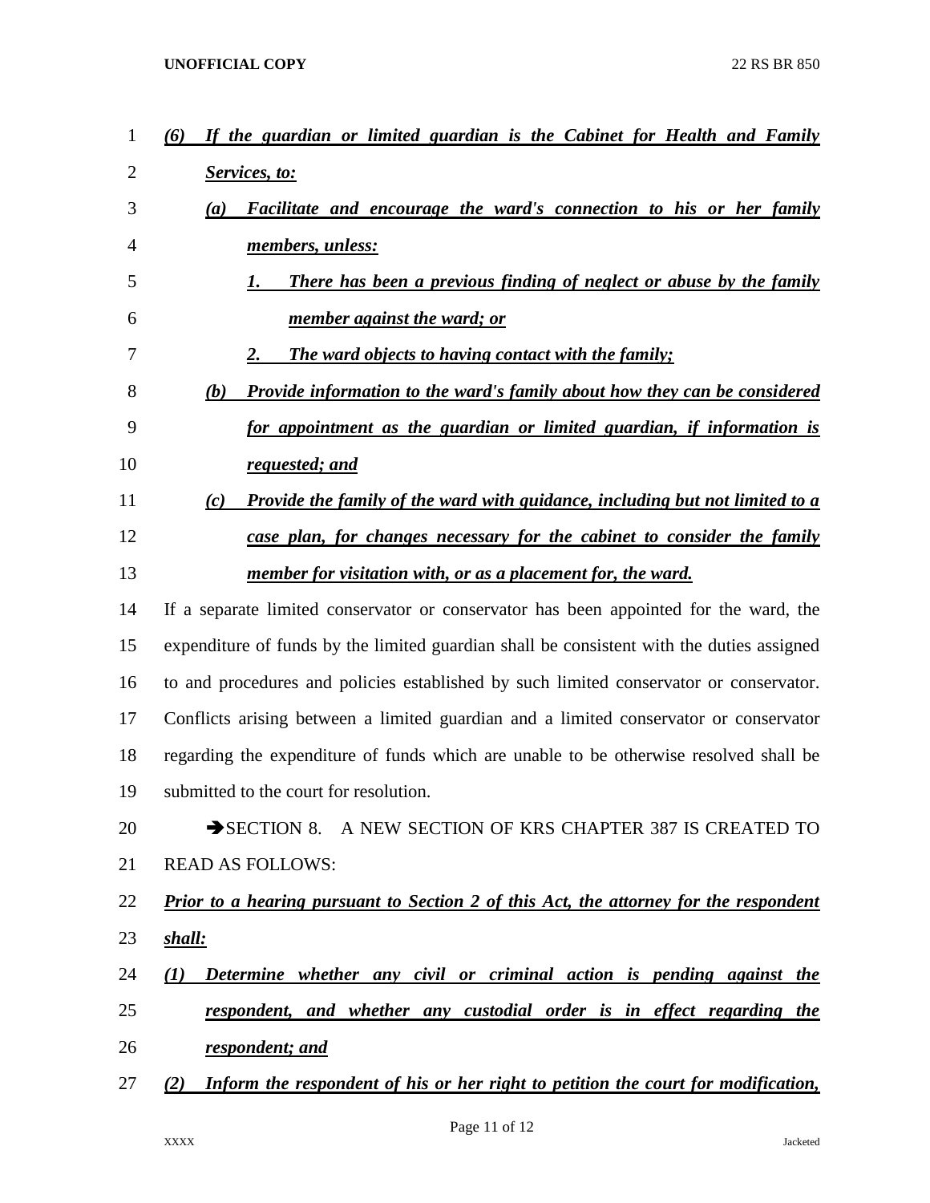***(6) If the guardian or limited guardian is the Cabinet for Health and Family Services, to:***

***(a) Facilitate and encourage the ward's connection to his or her family members, unless:***

***1. There has been a previous finding of neglect or abuse by the family member against the ward; or***

***2. The ward objects to having contact with the family;***

***(b) Provide information to the ward's family about how they can be considered for appointment as the guardian or limited guardian, if information is requested; and***

***(c) Provide the family of the ward with guidance, including but not limited to a case plan, for changes necessary for the cabinet to consider the family member for visitation with, or as a placement for, the ward.***

If a separate limited conservator or conservator has been appointed for the ward, the expenditure of funds by the limited guardian shall be consistent with the duties assigned to and procedures and policies established by such limited conservator or conservator. Conflicts arising between a limited guardian and a limited conservator or conservator regarding the expenditure of funds which are unable to be otherwise resolved shall be submitted to the court for resolution.

➔SECTION 8. A NEW SECTION OF KRS CHAPTER 387 IS CREATED TO READ AS FOLLOWS:

***Prior to a hearing pursuant to Section 2 of this Act, the attorney for the respondent shall:***

***(1) Determine whether any civil or criminal action is pending against the respondent, and whether any custodial order is in effect regarding the respondent; and***

***(2) Inform the respondent of his or her right to petition the court for modification,***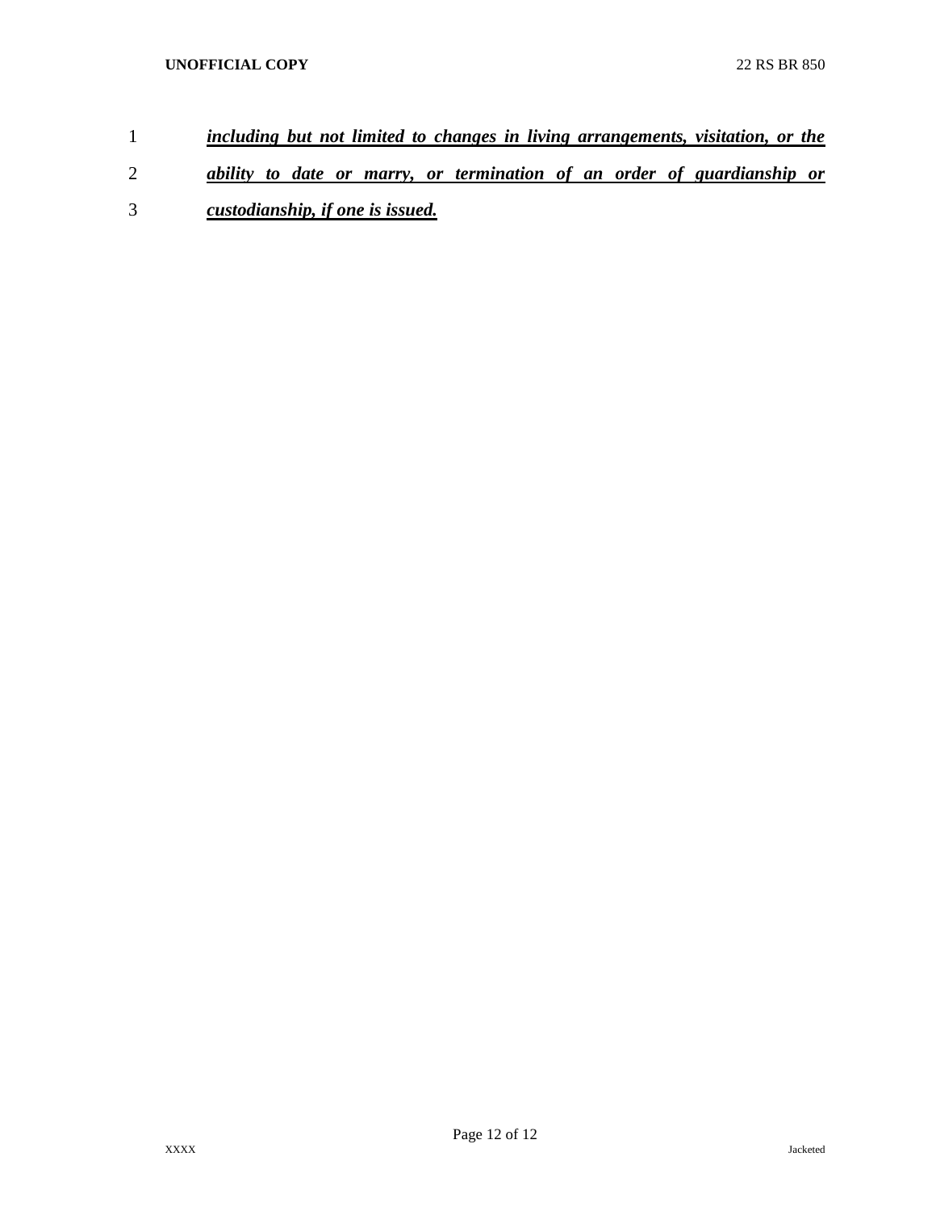*including but not limited to changes in living arrangements, visitation, or the ability to date or marry, or termination of an order of guardianship or custodianship, if one is issued.*